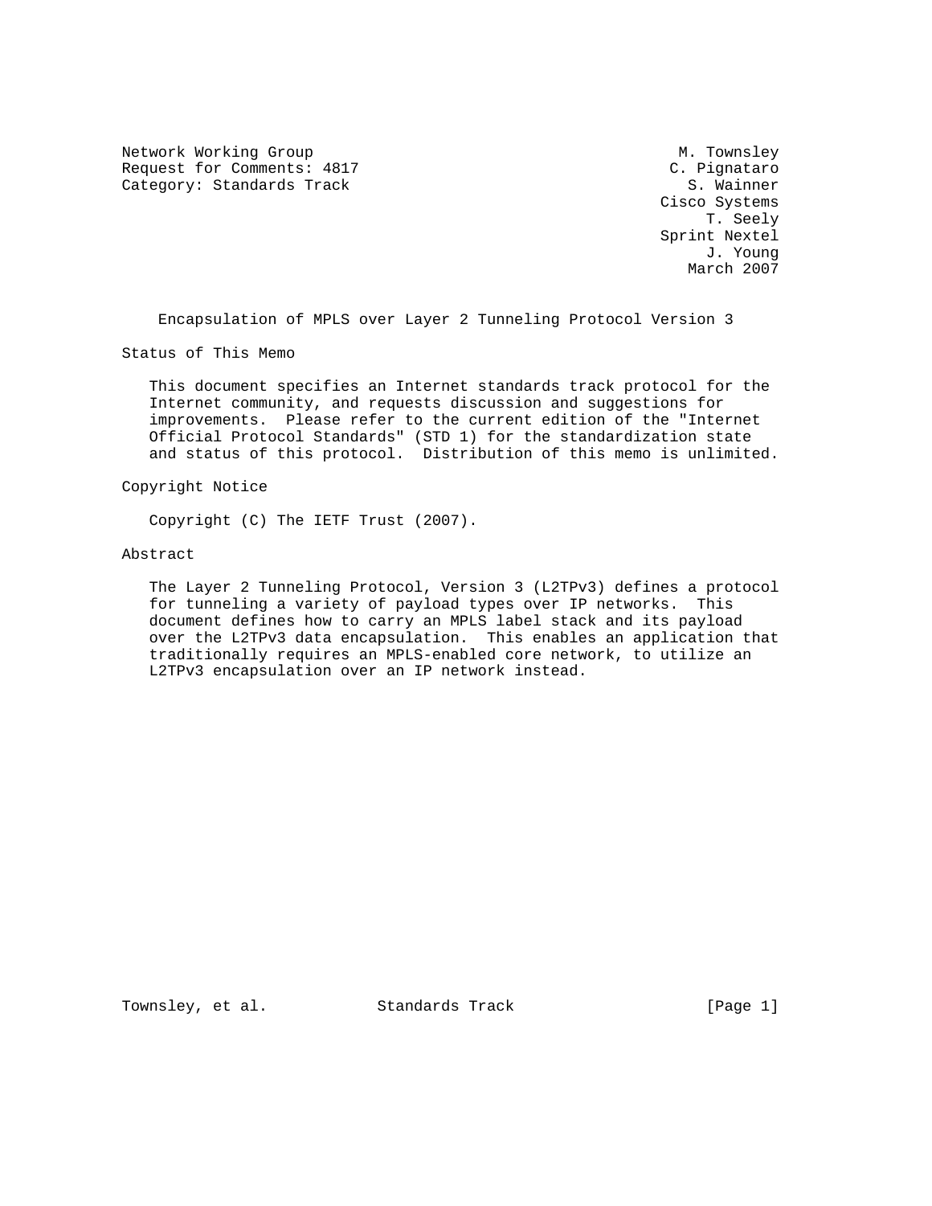Network Working Group M. Townsley
Request for Comments: 4817 C. Pignataro
Category: Standards Track S. Wainner
Cisco Systems
T. Seely
Sprint Nextel
J. Young
March 2007

# Encapsulation of MPLS over Layer 2 Tunneling Protocol Version 3

## Status of This Memo

This document specifies an Internet standards track protocol for the Internet community, and requests discussion and suggestions for improvements. Please refer to the current edition of the "Internet Official Protocol Standards" (STD 1) for the standardization state and status of this protocol. Distribution of this memo is unlimited.

## Copyright Notice

Copyright (C) The IETF Trust (2007).

## Abstract

The Layer 2 Tunneling Protocol, Version 3 (L2TPv3) defines a protocol for tunneling a variety of payload types over IP networks. This document defines how to carry an MPLS label stack and its payload over the L2TPv3 data encapsulation. This enables an application that traditionally requires an MPLS-enabled core network, to utilize an L2TPv3 encapsulation over an IP network instead.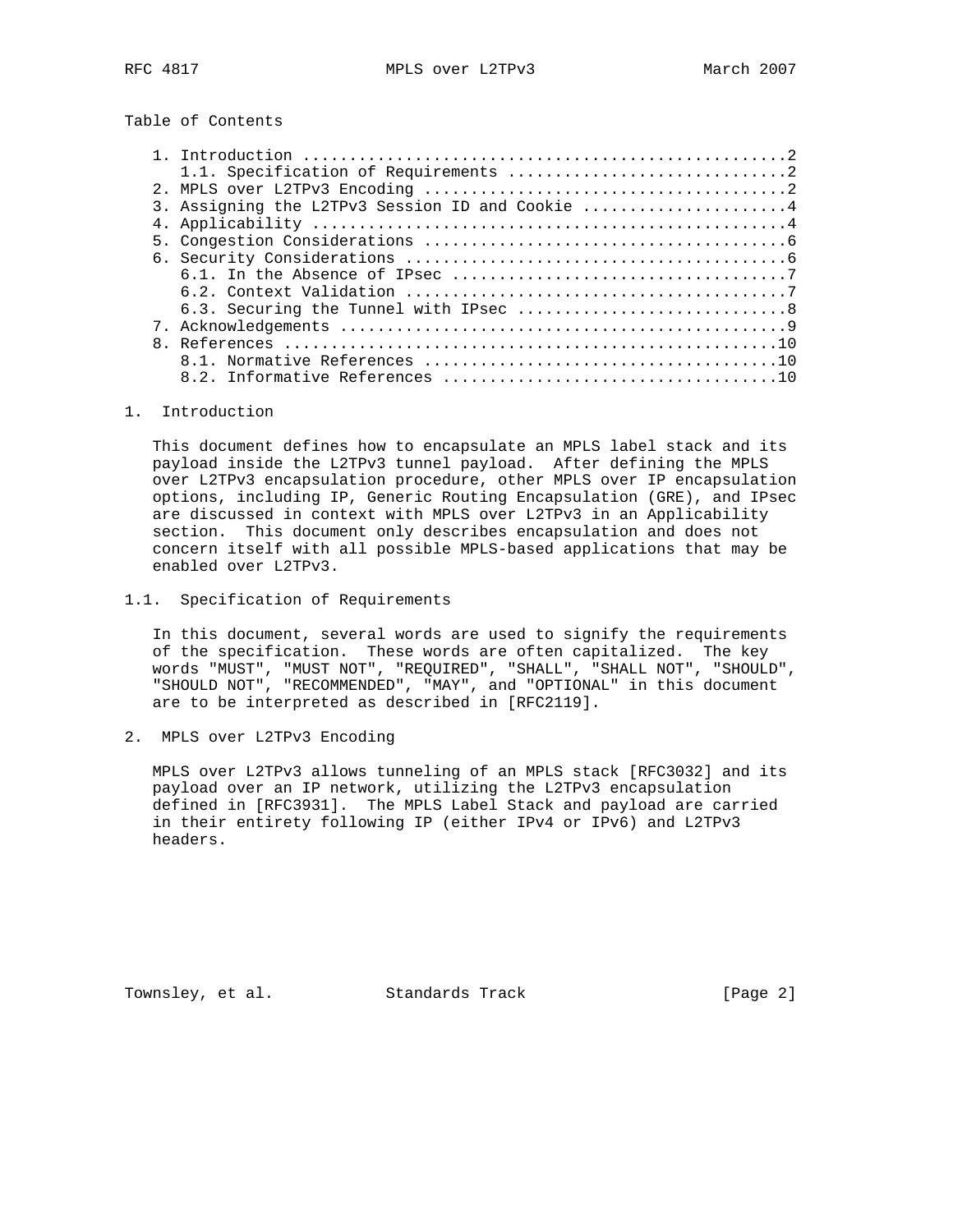Table of Contents

1. Introduction ....................................................2
   1.1. Specification of Requirements .............................2
2. MPLS over L2TPv3 Encoding ......................................2
3. Assigning the L2TPv3 Session ID and Cookie ......................4
4. Applicability ..................................................4
5. Congestion Considerations ......................................6
6. Security Considerations ........................................6
   6.1. In the Absence of IPsec ...................................7
   6.2. Context Validation ........................................7
   6.3. Securing the Tunnel with IPsec ............................8
7. Acknowledgements ...............................................9
8. References ....................................................10
   8.1. Normative References .....................................10
   8.2. Informative References ...................................10

## 1. Introduction

This document defines how to encapsulate an MPLS label stack and its payload inside the L2TPv3 tunnel payload. After defining the MPLS over L2TPv3 encapsulation procedure, other MPLS over IP encapsulation options, including IP, Generic Routing Encapsulation (GRE), and IPsec are discussed in context with MPLS over L2TPv3 in an Applicability section. This document only describes encapsulation and does not concern itself with all possible MPLS-based applications that may be enabled over L2TPv3.

### 1.1. Specification of Requirements

In this document, several words are used to signify the requirements of the specification. These words are often capitalized. The key words "MUST", "MUST NOT", "REQUIRED", "SHALL", "SHALL NOT", "SHOULD", "SHOULD NOT", "RECOMMENDED", "MAY", and "OPTIONAL" in this document are to be interpreted as described in [RFC2119].

## 2. MPLS over L2TPv3 Encoding

MPLS over L2TPv3 allows tunneling of an MPLS stack [RFC3032] and its payload over an IP network, utilizing the L2TPv3 encapsulation defined in [RFC3931]. The MPLS Label Stack and payload are carried in their entirety following IP (either IPv4 or IPv6) and L2TPv3 headers.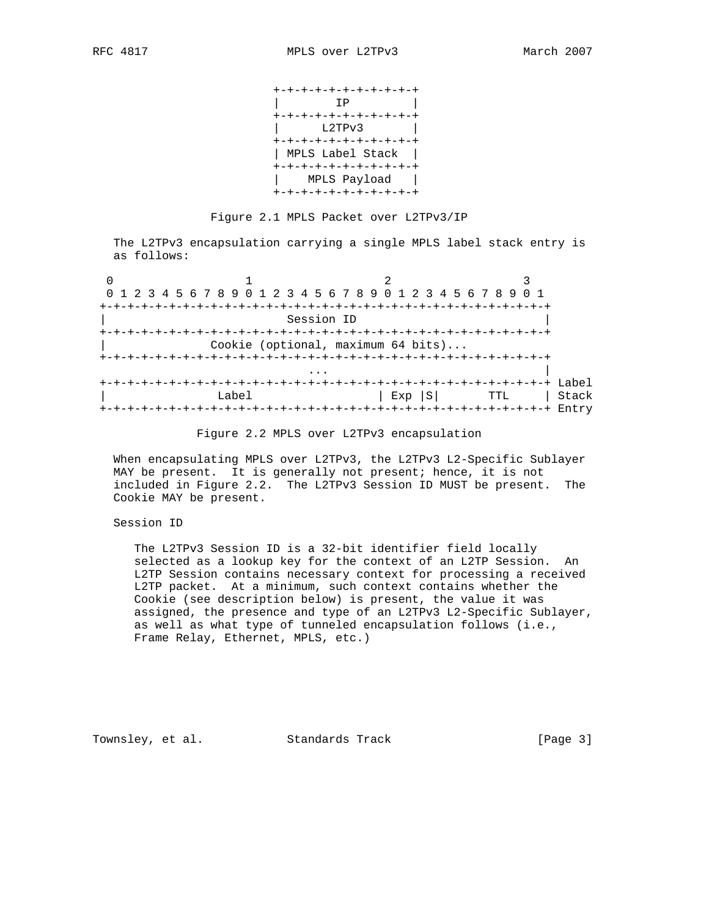```
                        +-+-+-+-+-+-+-+-+-+-+
                        |        IP         |
                        +-+-+-+-+-+-+-+-+-+-+
                        |      L2TPv3       |
                        +-+-+-+-+-+-+-+-+-+-+
                        | MPLS Label Stack  |
                        +-+-+-+-+-+-+-+-+-+-+
                        |    MPLS Payload   |
                        +-+-+-+-+-+-+-+-+-+-+
```

Figure 2.1 MPLS Packet over L2TPv3/IP

The L2TPv3 encapsulation carrying a single MPLS label stack entry is as follows:

```
 0                   1                   2                   3
 0 1 2 3 4 5 6 7 8 9 0 1 2 3 4 5 6 7 8 9 0 1 2 3 4 5 6 7 8 9 0 1
+-+-+-+-+-+-+-+-+-+-+-+-+-+-+-+-+-+-+-+-+-+-+-+-+-+-+-+-+-+-+-+-+
|                           Session ID                          |
+-+-+-+-+-+-+-+-+-+-+-+-+-+-+-+-+-+-+-+-+-+-+-+-+-+-+-+-+-+-+-+-+
|               Cookie (optional, maximum 64 bits)...
+-+-+-+-+-+-+-+-+-+-+-+-+-+-+-+-+-+-+-+-+-+-+-+-+-+-+-+-+-+-+-+-+
                                ...                             |
+-+-+-+-+-+-+-+-+-+-+-+-+-+-+-+-+-+-+-+-+-+-+-+-+-+-+-+-+-+-+-+-+ Label
|                Label                  | Exp |S|       TTL     | Stack
+-+-+-+-+-+-+-+-+-+-+-+-+-+-+-+-+-+-+-+-+-+-+-+-+-+-+-+-+-+-+-+-+ Entry
```

Figure 2.2 MPLS over L2TPv3 encapsulation

When encapsulating MPLS over L2TPv3, the L2TPv3 L2-Specific Sublayer MAY be present. It is generally not present; hence, it is not included in Figure 2.2. The L2TPv3 Session ID MUST be present. The Cookie MAY be present.

Session ID

The L2TPv3 Session ID is a 32-bit identifier field locally selected as a lookup key for the context of an L2TP Session. An L2TP Session contains necessary context for processing a received L2TP packet. At a minimum, such context contains whether the Cookie (see description below) is present, the value it was assigned, the presence and type of an L2TPv3 L2-Specific Sublayer, as well as what type of tunneled encapsulation follows (i.e., Frame Relay, Ethernet, MPLS, etc.)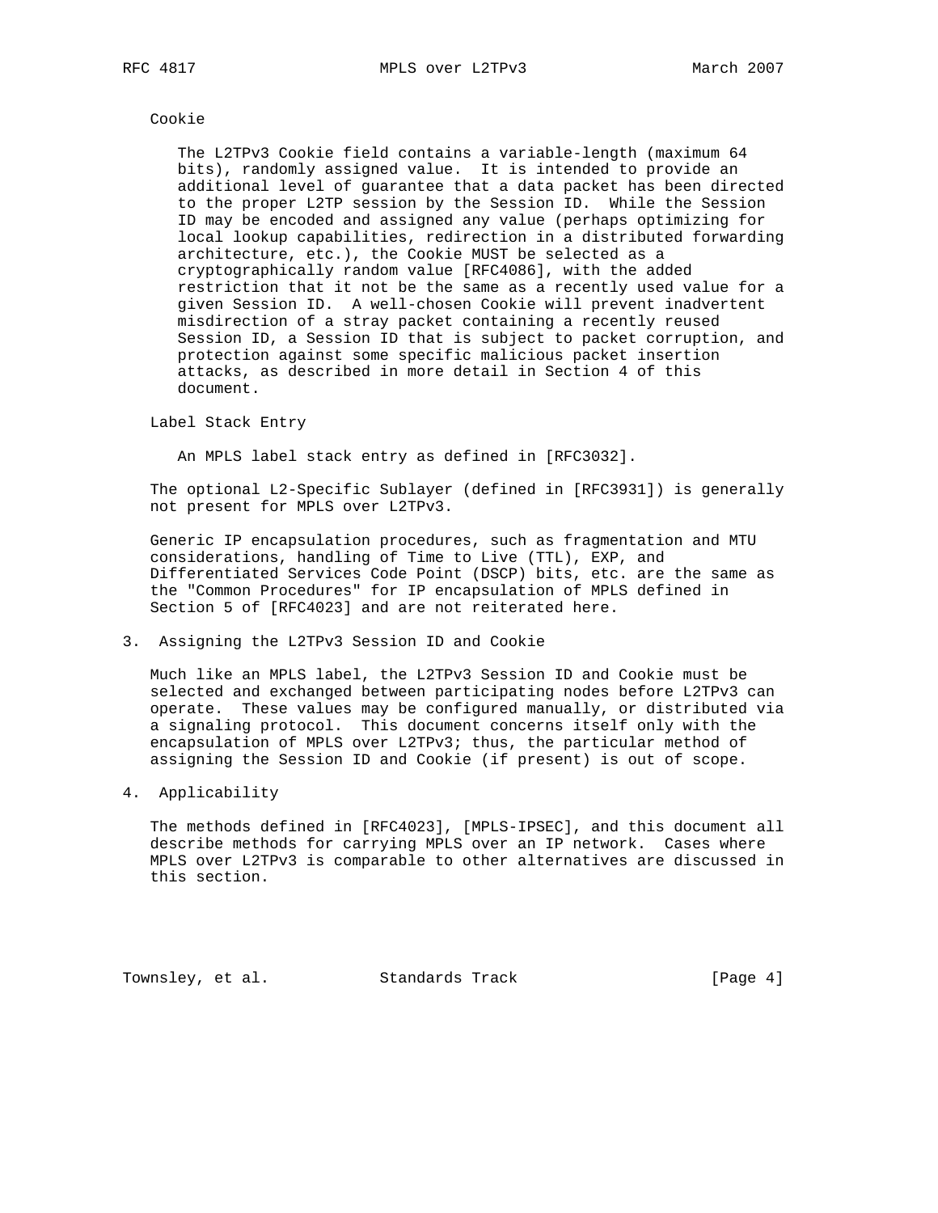Cookie

The L2TPv3 Cookie field contains a variable-length (maximum 64 bits), randomly assigned value. It is intended to provide an additional level of guarantee that a data packet has been directed to the proper L2TP session by the Session ID. While the Session ID may be encoded and assigned any value (perhaps optimizing for local lookup capabilities, redirection in a distributed forwarding architecture, etc.), the Cookie MUST be selected as a cryptographically random value [RFC4086], with the added restriction that it not be the same as a recently used value for a given Session ID. A well-chosen Cookie will prevent inadvertent misdirection of a stray packet containing a recently reused Session ID, a Session ID that is subject to packet corruption, and protection against some specific malicious packet insertion attacks, as described in more detail in Section 4 of this document.

Label Stack Entry

An MPLS label stack entry as defined in [RFC3032].

The optional L2-Specific Sublayer (defined in [RFC3931]) is generally not present for MPLS over L2TPv3.

Generic IP encapsulation procedures, such as fragmentation and MTU considerations, handling of Time to Live (TTL), EXP, and Differentiated Services Code Point (DSCP) bits, etc. are the same as the "Common Procedures" for IP encapsulation of MPLS defined in Section 5 of [RFC4023] and are not reiterated here.

## 3. Assigning the L2TPv3 Session ID and Cookie

Much like an MPLS label, the L2TPv3 Session ID and Cookie must be selected and exchanged between participating nodes before L2TPv3 can operate. These values may be configured manually, or distributed via a signaling protocol. This document concerns itself only with the encapsulation of MPLS over L2TPv3; thus, the particular method of assigning the Session ID and Cookie (if present) is out of scope.

## 4. Applicability

The methods defined in [RFC4023], [MPLS-IPSEC], and this document all describe methods for carrying MPLS over an IP network. Cases where MPLS over L2TPv3 is comparable to other alternatives are discussed in this section.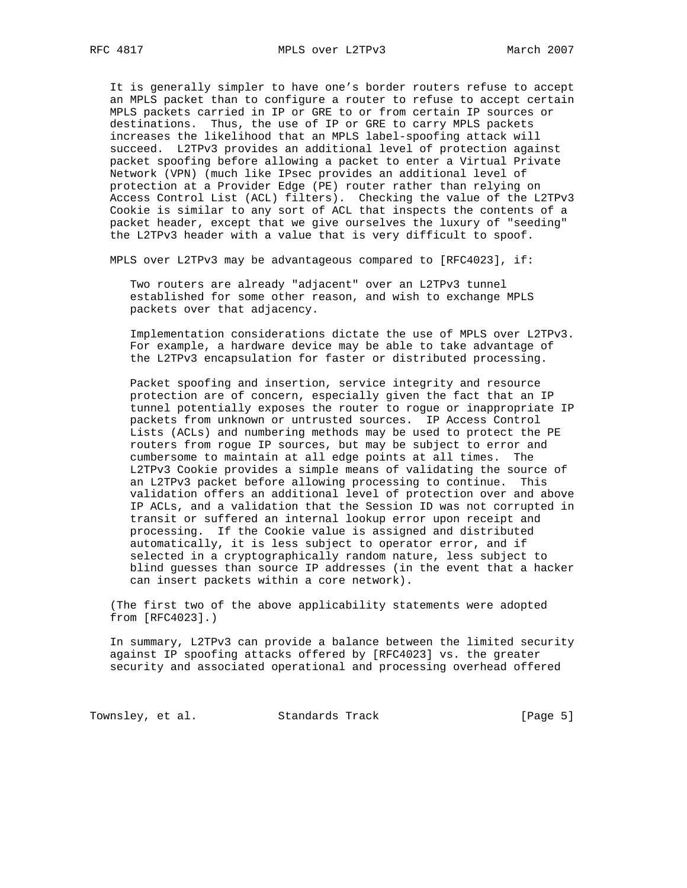It is generally simpler to have one's border routers refuse to accept an MPLS packet than to configure a router to refuse to accept certain MPLS packets carried in IP or GRE to or from certain IP sources or destinations. Thus, the use of IP or GRE to carry MPLS packets increases the likelihood that an MPLS label-spoofing attack will succeed. L2TPv3 provides an additional level of protection against packet spoofing before allowing a packet to enter a Virtual Private Network (VPN) (much like IPsec provides an additional level of protection at a Provider Edge (PE) router rather than relying on Access Control List (ACL) filters). Checking the value of the L2TPv3 Cookie is similar to any sort of ACL that inspects the contents of a packet header, except that we give ourselves the luxury of "seeding" the L2TPv3 header with a value that is very difficult to spoof.

MPLS over L2TPv3 may be advantageous compared to [RFC4023], if:

Two routers are already "adjacent" over an L2TPv3 tunnel established for some other reason, and wish to exchange MPLS packets over that adjacency.

Implementation considerations dictate the use of MPLS over L2TPv3. For example, a hardware device may be able to take advantage of the L2TPv3 encapsulation for faster or distributed processing.

Packet spoofing and insertion, service integrity and resource protection are of concern, especially given the fact that an IP tunnel potentially exposes the router to rogue or inappropriate IP packets from unknown or untrusted sources. IP Access Control Lists (ACLs) and numbering methods may be used to protect the PE routers from rogue IP sources, but may be subject to error and cumbersome to maintain at all edge points at all times. The L2TPv3 Cookie provides a simple means of validating the source of an L2TPv3 packet before allowing processing to continue. This validation offers an additional level of protection over and above IP ACLs, and a validation that the Session ID was not corrupted in transit or suffered an internal lookup error upon receipt and processing. If the Cookie value is assigned and distributed automatically, it is less subject to operator error, and if selected in a cryptographically random nature, less subject to blind guesses than source IP addresses (in the event that a hacker can insert packets within a core network).

(The first two of the above applicability statements were adopted from [RFC4023].)

In summary, L2TPv3 can provide a balance between the limited security against IP spoofing attacks offered by [RFC4023] vs. the greater security and associated operational and processing overhead offered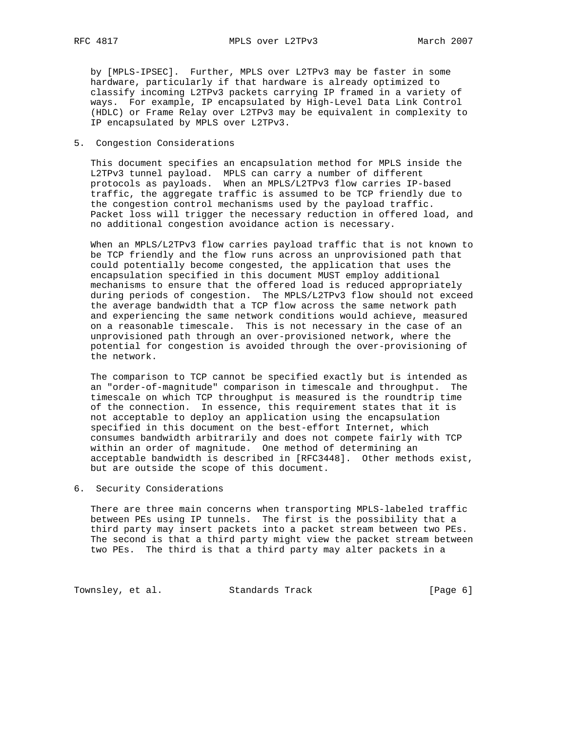by [MPLS-IPSEC]. Further, MPLS over L2TPv3 may be faster in some hardware, particularly if that hardware is already optimized to classify incoming L2TPv3 packets carrying IP framed in a variety of ways. For example, IP encapsulated by High-Level Data Link Control (HDLC) or Frame Relay over L2TPv3 may be equivalent in complexity to IP encapsulated by MPLS over L2TPv3.

## 5. Congestion Considerations

This document specifies an encapsulation method for MPLS inside the L2TPv3 tunnel payload. MPLS can carry a number of different protocols as payloads. When an MPLS/L2TPv3 flow carries IP-based traffic, the aggregate traffic is assumed to be TCP friendly due to the congestion control mechanisms used by the payload traffic. Packet loss will trigger the necessary reduction in offered load, and no additional congestion avoidance action is necessary.

When an MPLS/L2TPv3 flow carries payload traffic that is not known to be TCP friendly and the flow runs across an unprovisioned path that could potentially become congested, the application that uses the encapsulation specified in this document MUST employ additional mechanisms to ensure that the offered load is reduced appropriately during periods of congestion. The MPLS/L2TPv3 flow should not exceed the average bandwidth that a TCP flow across the same network path and experiencing the same network conditions would achieve, measured on a reasonable timescale. This is not necessary in the case of an unprovisioned path through an over-provisioned network, where the potential for congestion is avoided through the over-provisioning of the network.

The comparison to TCP cannot be specified exactly but is intended as an "order-of-magnitude" comparison in timescale and throughput. The timescale on which TCP throughput is measured is the roundtrip time of the connection. In essence, this requirement states that it is not acceptable to deploy an application using the encapsulation specified in this document on the best-effort Internet, which consumes bandwidth arbitrarily and does not compete fairly with TCP within an order of magnitude. One method of determining an acceptable bandwidth is described in [RFC3448]. Other methods exist, but are outside the scope of this document.

## 6. Security Considerations

There are three main concerns when transporting MPLS-labeled traffic between PEs using IP tunnels. The first is the possibility that a third party may insert packets into a packet stream between two PEs. The second is that a third party might view the packet stream between two PEs. The third is that a third party may alter packets in a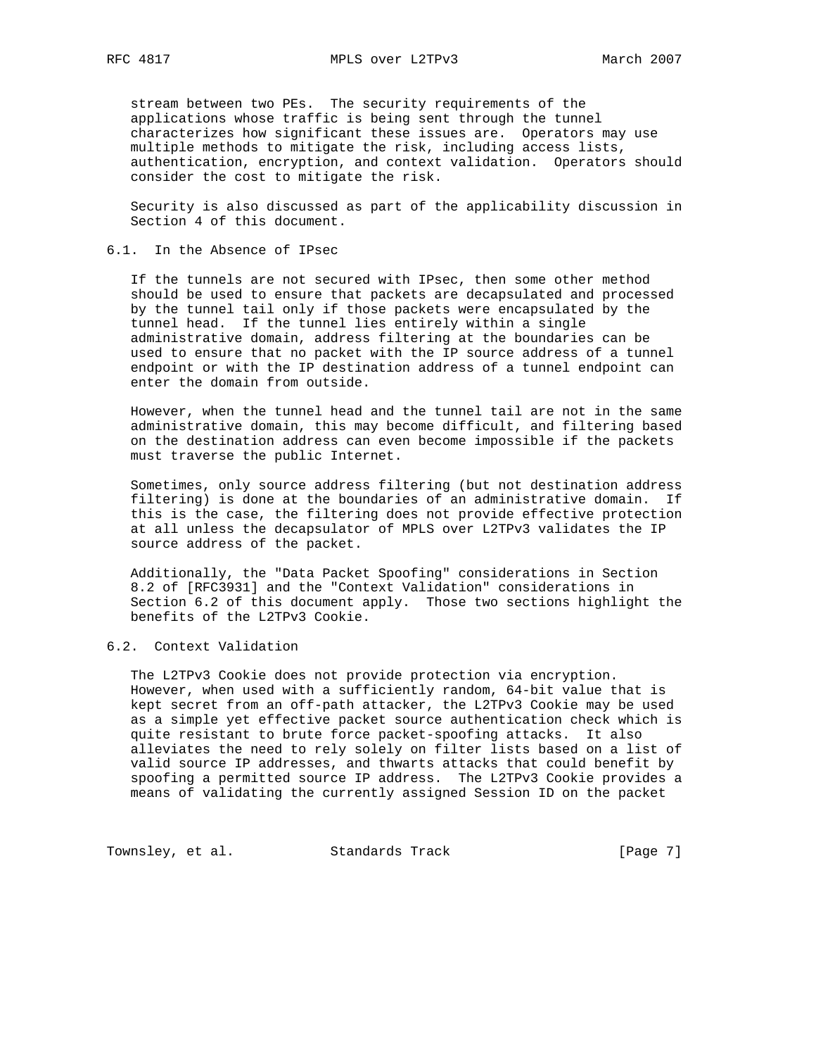stream between two PEs. The security requirements of the applications whose traffic is being sent through the tunnel characterizes how significant these issues are. Operators may use multiple methods to mitigate the risk, including access lists, authentication, encryption, and context validation. Operators should consider the cost to mitigate the risk.

Security is also discussed as part of the applicability discussion in Section 4 of this document.

## 6.1. In the Absence of IPsec

If the tunnels are not secured with IPsec, then some other method should be used to ensure that packets are decapsulated and processed by the tunnel tail only if those packets were encapsulated by the tunnel head. If the tunnel lies entirely within a single administrative domain, address filtering at the boundaries can be used to ensure that no packet with the IP source address of a tunnel endpoint or with the IP destination address of a tunnel endpoint can enter the domain from outside.

However, when the tunnel head and the tunnel tail are not in the same administrative domain, this may become difficult, and filtering based on the destination address can even become impossible if the packets must traverse the public Internet.

Sometimes, only source address filtering (but not destination address filtering) is done at the boundaries of an administrative domain. If this is the case, the filtering does not provide effective protection at all unless the decapsulator of MPLS over L2TPv3 validates the IP source address of the packet.

Additionally, the "Data Packet Spoofing" considerations in Section 8.2 of [RFC3931] and the "Context Validation" considerations in Section 6.2 of this document apply. Those two sections highlight the benefits of the L2TPv3 Cookie.

## 6.2. Context Validation

The L2TPv3 Cookie does not provide protection via encryption. However, when used with a sufficiently random, 64-bit value that is kept secret from an off-path attacker, the L2TPv3 Cookie may be used as a simple yet effective packet source authentication check which is quite resistant to brute force packet-spoofing attacks. It also alleviates the need to rely solely on filter lists based on a list of valid source IP addresses, and thwarts attacks that could benefit by spoofing a permitted source IP address. The L2TPv3 Cookie provides a means of validating the currently assigned Session ID on the packet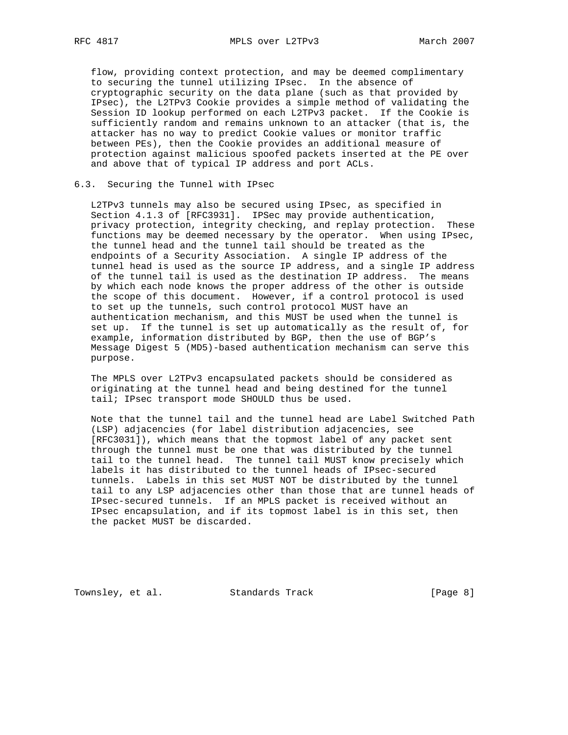flow, providing context protection, and may be deemed complimentary to securing the tunnel utilizing IPsec. In the absence of cryptographic security on the data plane (such as that provided by IPsec), the L2TPv3 Cookie provides a simple method of validating the Session ID lookup performed on each L2TPv3 packet. If the Cookie is sufficiently random and remains unknown to an attacker (that is, the attacker has no way to predict Cookie values or monitor traffic between PEs), then the Cookie provides an additional measure of protection against malicious spoofed packets inserted at the PE over and above that of typical IP address and port ACLs.

### 6.3. Securing the Tunnel with IPsec

L2TPv3 tunnels may also be secured using IPsec, as specified in Section 4.1.3 of [RFC3931]. IPSec may provide authentication, privacy protection, integrity checking, and replay protection. These functions may be deemed necessary by the operator. When using IPsec, the tunnel head and the tunnel tail should be treated as the endpoints of a Security Association. A single IP address of the tunnel head is used as the source IP address, and a single IP address of the tunnel tail is used as the destination IP address. The means by which each node knows the proper address of the other is outside the scope of this document. However, if a control protocol is used to set up the tunnels, such control protocol MUST have an authentication mechanism, and this MUST be used when the tunnel is set up. If the tunnel is set up automatically as the result of, for example, information distributed by BGP, then the use of BGP's Message Digest 5 (MD5)-based authentication mechanism can serve this purpose.

The MPLS over L2TPv3 encapsulated packets should be considered as originating at the tunnel head and being destined for the tunnel tail; IPsec transport mode SHOULD thus be used.

Note that the tunnel tail and the tunnel head are Label Switched Path (LSP) adjacencies (for label distribution adjacencies, see [RFC3031]), which means that the topmost label of any packet sent through the tunnel must be one that was distributed by the tunnel tail to the tunnel head. The tunnel tail MUST know precisely which labels it has distributed to the tunnel heads of IPsec-secured tunnels. Labels in this set MUST NOT be distributed by the tunnel tail to any LSP adjacencies other than those that are tunnel heads of IPsec-secured tunnels. If an MPLS packet is received without an IPsec encapsulation, and if its topmost label is in this set, then the packet MUST be discarded.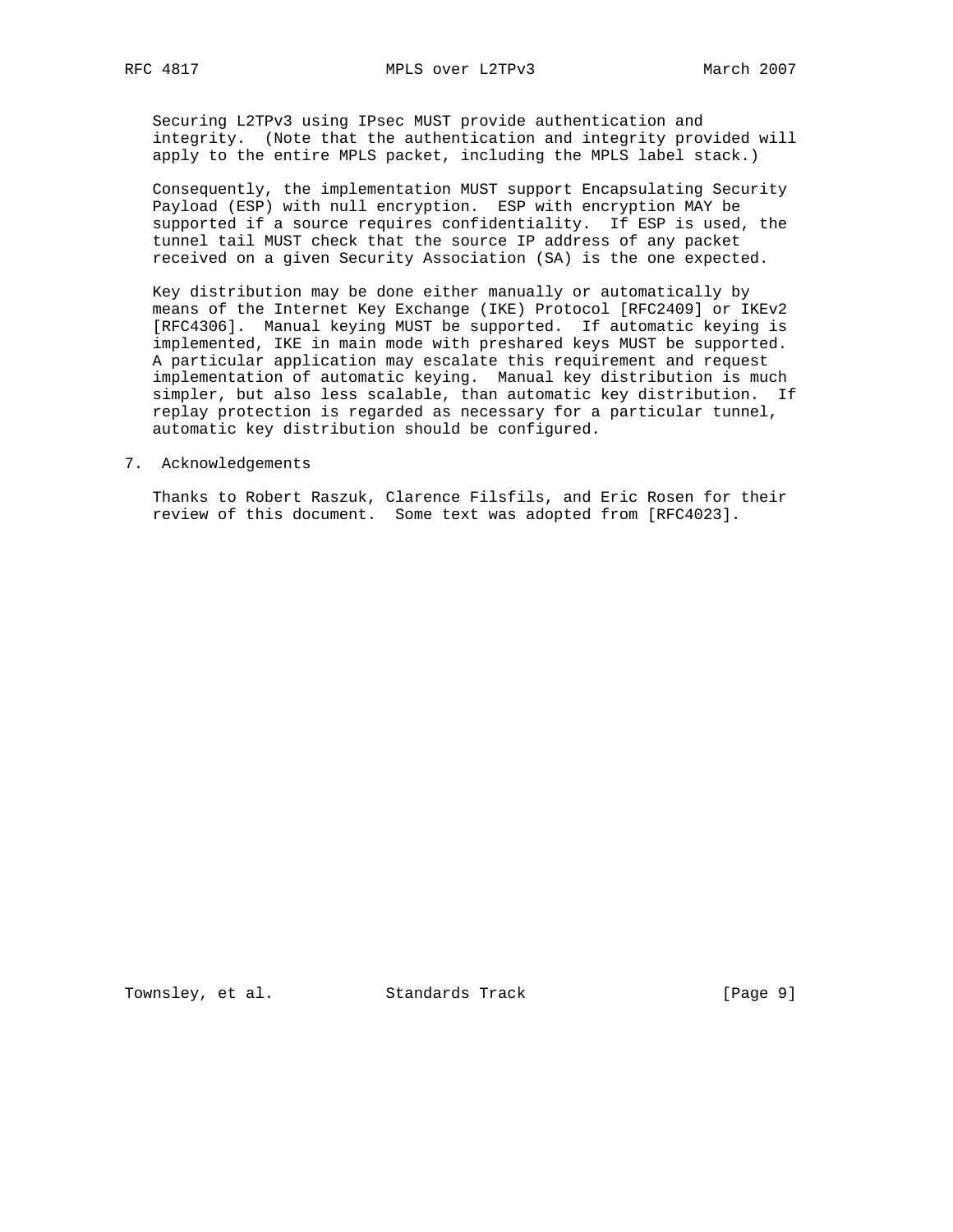Securing L2TPv3 using IPsec MUST provide authentication and integrity. (Note that the authentication and integrity provided will apply to the entire MPLS packet, including the MPLS label stack.)

Consequently, the implementation MUST support Encapsulating Security Payload (ESP) with null encryption. ESP with encryption MAY be supported if a source requires confidentiality. If ESP is used, the tunnel tail MUST check that the source IP address of any packet received on a given Security Association (SA) is the one expected.

Key distribution may be done either manually or automatically by means of the Internet Key Exchange (IKE) Protocol [RFC2409] or IKEv2 [RFC4306]. Manual keying MUST be supported. If automatic keying is implemented, IKE in main mode with preshared keys MUST be supported. A particular application may escalate this requirement and request implementation of automatic keying. Manual key distribution is much simpler, but also less scalable, than automatic key distribution. If replay protection is regarded as necessary for a particular tunnel, automatic key distribution should be configured.

## 7. Acknowledgements

Thanks to Robert Raszuk, Clarence Filsfils, and Eric Rosen for their review of this document. Some text was adopted from [RFC4023].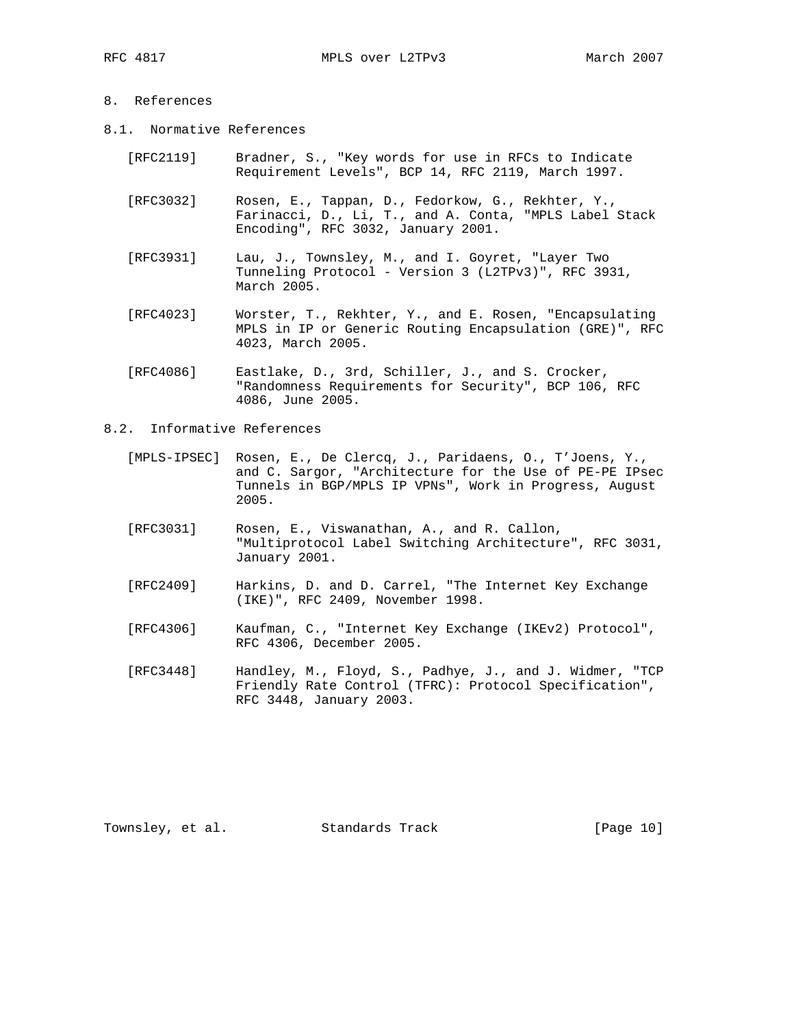## 8. References

### 8.1. Normative References

[RFC2119] Bradner, S., "Key words for use in RFCs to Indicate Requirement Levels", BCP 14, RFC 2119, March 1997.

[RFC3032] Rosen, E., Tappan, D., Fedorkow, G., Rekhter, Y., Farinacci, D., Li, T., and A. Conta, "MPLS Label Stack Encoding", RFC 3032, January 2001.

[RFC3931] Lau, J., Townsley, M., and I. Goyret, "Layer Two Tunneling Protocol - Version 3 (L2TPv3)", RFC 3931, March 2005.

[RFC4023] Worster, T., Rekhter, Y., and E. Rosen, "Encapsulating MPLS in IP or Generic Routing Encapsulation (GRE)", RFC 4023, March 2005.

[RFC4086] Eastlake, D., 3rd, Schiller, J., and S. Crocker, "Randomness Requirements for Security", BCP 106, RFC 4086, June 2005.

### 8.2. Informative References

[MPLS-IPSEC] Rosen, E., De Clercq, J., Paridaens, O., T'Joens, Y., and C. Sargor, "Architecture for the Use of PE-PE IPsec Tunnels in BGP/MPLS IP VPNs", Work in Progress, August 2005.

[RFC3031] Rosen, E., Viswanathan, A., and R. Callon, "Multiprotocol Label Switching Architecture", RFC 3031, January 2001.

[RFC2409] Harkins, D. and D. Carrel, "The Internet Key Exchange (IKE)", RFC 2409, November 1998.

[RFC4306] Kaufman, C., "Internet Key Exchange (IKEv2) Protocol", RFC 4306, December 2005.

[RFC3448] Handley, M., Floyd, S., Padhye, J., and J. Widmer, "TCP Friendly Rate Control (TFRC): Protocol Specification", RFC 3448, January 2003.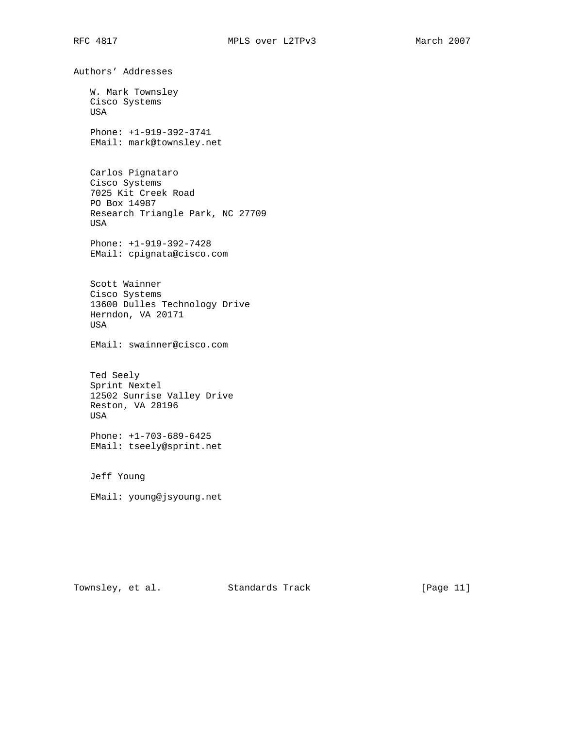## Authors' Addresses

W. Mark Townsley
Cisco Systems
USA

Phone: +1-919-392-3741
EMail: mark@townsley.net

Carlos Pignataro
Cisco Systems
7025 Kit Creek Road
PO Box 14987
Research Triangle Park, NC 27709
USA

Phone: +1-919-392-7428
EMail: cpignata@cisco.com

Scott Wainner
Cisco Systems
13600 Dulles Technology Drive
Herndon, VA 20171
USA

EMail: swainner@cisco.com

Ted Seely
Sprint Nextel
12502 Sunrise Valley Drive
Reston, VA 20196
USA

Phone: +1-703-689-6425
EMail: tseely@sprint.net

Jeff Young

EMail: young@jsyoung.net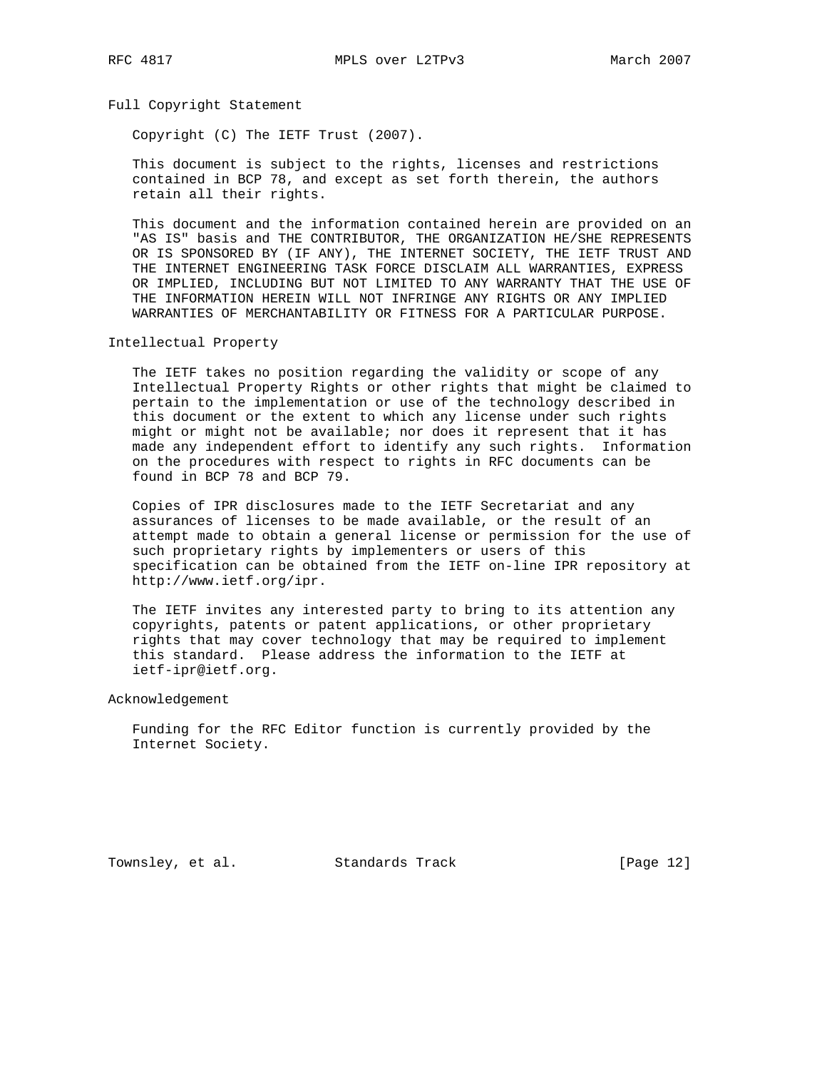## Full Copyright Statement

Copyright (C) The IETF Trust (2007).

This document is subject to the rights, licenses and restrictions contained in BCP 78, and except as set forth therein, the authors retain all their rights.

This document and the information contained herein are provided on an "AS IS" basis and THE CONTRIBUTOR, THE ORGANIZATION HE/SHE REPRESENTS OR IS SPONSORED BY (IF ANY), THE INTERNET SOCIETY, THE IETF TRUST AND THE INTERNET ENGINEERING TASK FORCE DISCLAIM ALL WARRANTIES, EXPRESS OR IMPLIED, INCLUDING BUT NOT LIMITED TO ANY WARRANTY THAT THE USE OF THE INFORMATION HEREIN WILL NOT INFRINGE ANY RIGHTS OR ANY IMPLIED WARRANTIES OF MERCHANTABILITY OR FITNESS FOR A PARTICULAR PURPOSE.

## Intellectual Property

The IETF takes no position regarding the validity or scope of any Intellectual Property Rights or other rights that might be claimed to pertain to the implementation or use of the technology described in this document or the extent to which any license under such rights might or might not be available; nor does it represent that it has made any independent effort to identify any such rights. Information on the procedures with respect to rights in RFC documents can be found in BCP 78 and BCP 79.

Copies of IPR disclosures made to the IETF Secretariat and any assurances of licenses to be made available, or the result of an attempt made to obtain a general license or permission for the use of such proprietary rights by implementers or users of this specification can be obtained from the IETF on-line IPR repository at http://www.ietf.org/ipr.

The IETF invites any interested party to bring to its attention any copyrights, patents or patent applications, or other proprietary rights that may cover technology that may be required to implement this standard. Please address the information to the IETF at ietf-ipr@ietf.org.

## Acknowledgement

Funding for the RFC Editor function is currently provided by the Internet Society.